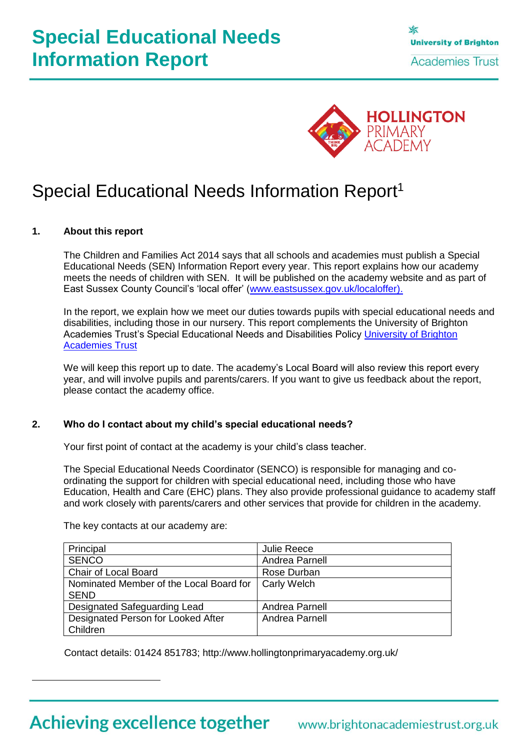# Special Educational Needs Information Report

University of Brighton Academies Trust

HOLLINGTON PRIMARY ACADEMY

## Special Educational Needs Information Report[1]

### 1. About this report

The Children and Families Act 2014 says that all schools and academies must publish a Special Educational Needs (SEN) Information Report every year. This report explains how our academy meets the needs of children with SEN. It will be published on the academy website and as part of East Sussex County Council's 'local offer' (www.eastsussex.gov.uk/localoffer).

In the report, we explain how we meet our duties towards pupils with special educational needs and disabilities, including those in our nursery. This report complements the University of Brighton Academies Trust's Special Educational Needs and Disabilities Policy University of Brighton Academies Trust

We will keep this report up to date. The academy's Local Board will also review this report every year, and will involve pupils and parents/carers. If you want to give us feedback about the report, please contact the academy office.

### 2. Who do I contact about my child's special educational needs?

Your first point of contact at the academy is your child's class teacher.

The Special Educational Needs Coordinator (SENCO) is responsible for managing and co-ordinating the support for children with special educational need, including those who have Education, Health and Care (EHC) plans. They also provide professional guidance to academy staff and work closely with parents/carers and other services that provide for children in the academy.

The key contacts at our academy are:

| Principal | Julie Reece |
|---|---|
| SENCO | Andrea Parnell |
| Chair of Local Board | Rose Durban |
| Nominated Member of the Local Board for SEND | Carly Welch |
| Designated Safeguarding Lead | Andrea Parnell |
| Designated Person for Looked After Children | Andrea Parnell |

Contact details: 01424 851783; http://www.hollingtonprimaryacademy.org.uk/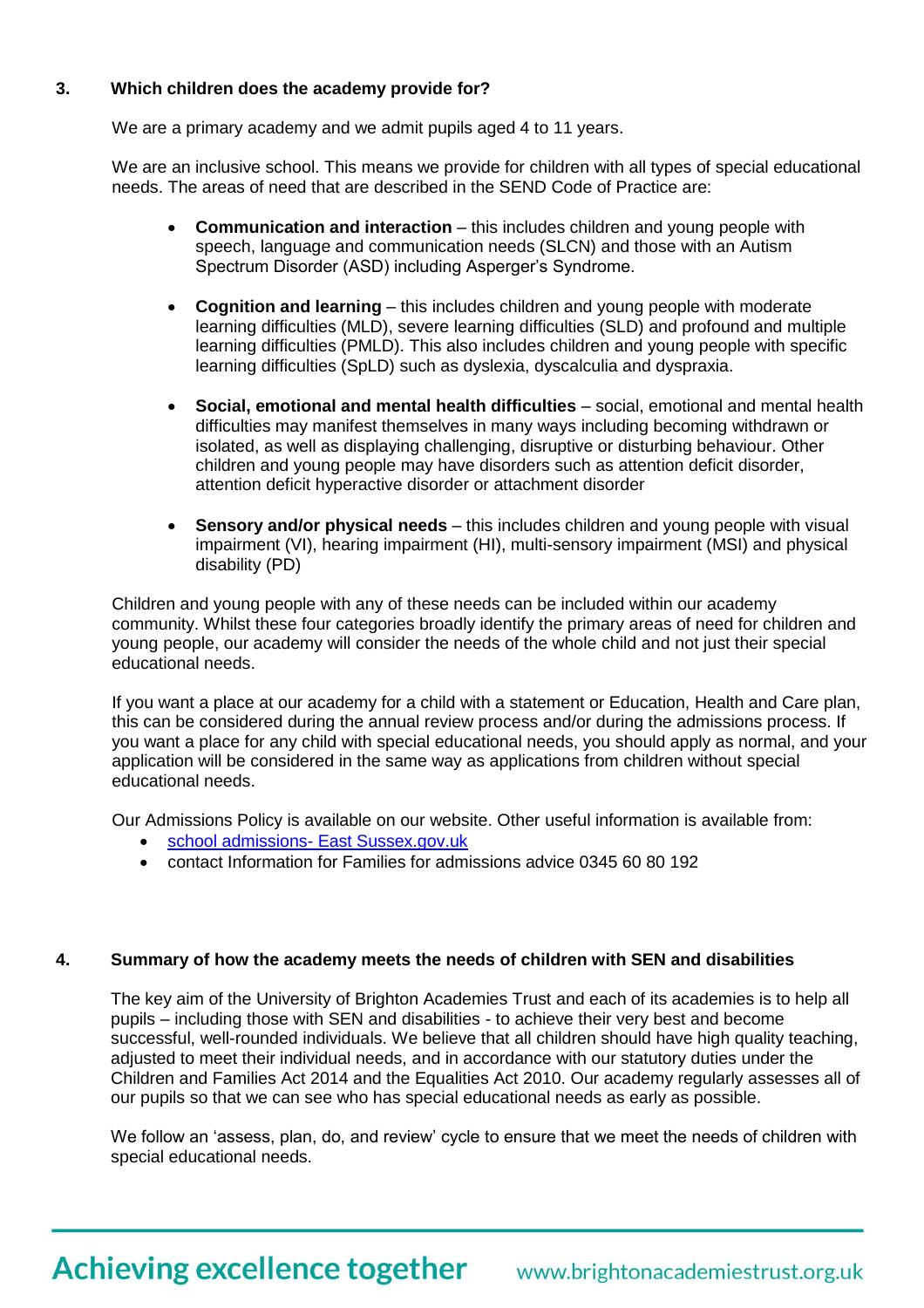### 3. Which children does the academy provide for?

We are a primary academy and we admit pupils aged 4 to 11 years.

We are an inclusive school. This means we provide for children with all types of special educational needs. The areas of need that are described in the SEND Code of Practice are:

- **Communication and interaction** – this includes children and young people with speech, language and communication needs (SLCN) and those with an Autism Spectrum Disorder (ASD) including Asperger's Syndrome.
- **Cognition and learning** – this includes children and young people with moderate learning difficulties (MLD), severe learning difficulties (SLD) and profound and multiple learning difficulties (PMLD). This also includes children and young people with specific learning difficulties (SpLD) such as dyslexia, dyscalculia and dyspraxia.
- **Social, emotional and mental health difficulties** – social, emotional and mental health difficulties may manifest themselves in many ways including becoming withdrawn or isolated, as well as displaying challenging, disruptive or disturbing behaviour. Other children and young people may have disorders such as attention deficit disorder, attention deficit hyperactive disorder or attachment disorder
- **Sensory and/or physical needs** – this includes children and young people with visual impairment (VI), hearing impairment (HI), multi-sensory impairment (MSI) and physical disability (PD)

Children and young people with any of these needs can be included within our academy community. Whilst these four categories broadly identify the primary areas of need for children and young people, our academy will consider the needs of the whole child and not just their special educational needs.

If you want a place at our academy for a child with a statement or Education, Health and Care plan, this can be considered during the annual review process and/or during the admissions process. If you want a place for any child with special educational needs, you should apply as normal, and your application will be considered in the same way as applications from children without special educational needs.

Our Admissions Policy is available on our website. Other useful information is available from:

- school admissions- East Sussex.gov.uk
- contact Information for Families for admissions advice 0345 60 80 192

### 4. Summary of how the academy meets the needs of children with SEN and disabilities

The key aim of the University of Brighton Academies Trust and each of its academies is to help all pupils – including those with SEN and disabilities - to achieve their very best and become successful, well-rounded individuals. We believe that all children should have high quality teaching, adjusted to meet their individual needs, and in accordance with our statutory duties under the Children and Families Act 2014 and the Equalities Act 2010. Our academy regularly assesses all of our pupils so that we can see who has special educational needs as early as possible.

We follow an 'assess, plan, do, and review' cycle to ensure that we meet the needs of children with special educational needs.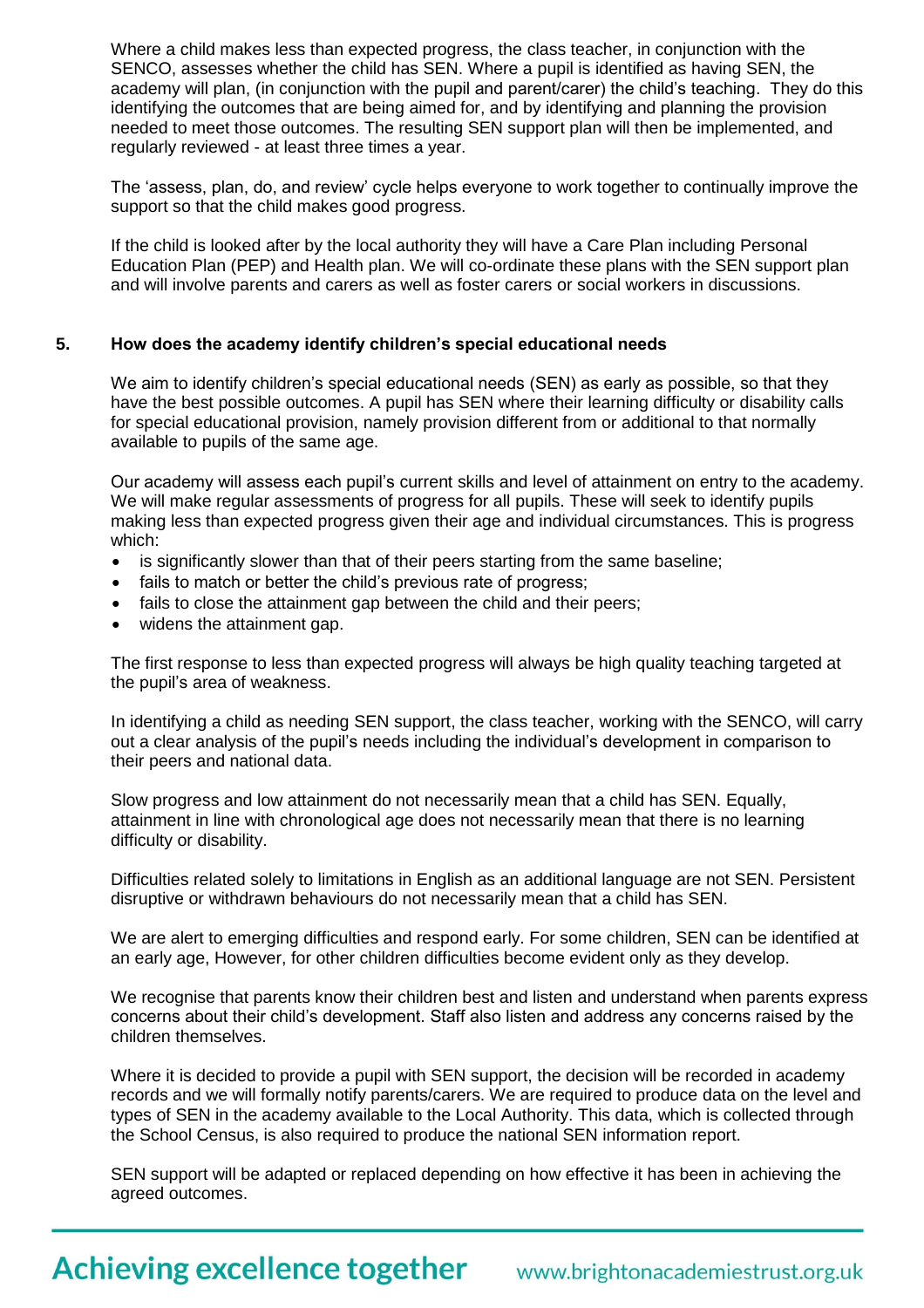Where a child makes less than expected progress, the class teacher, in conjunction with the SENCO, assesses whether the child has SEN. Where a pupil is identified as having SEN, the academy will plan, (in conjunction with the pupil and parent/carer) the child's teaching. They do this identifying the outcomes that are being aimed for, and by identifying and planning the provision needed to meet those outcomes. The resulting SEN support plan will then be implemented, and regularly reviewed - at least three times a year.

The 'assess, plan, do, and review' cycle helps everyone to work together to continually improve the support so that the child makes good progress.

If the child is looked after by the local authority they will have a Care Plan including Personal Education Plan (PEP) and Health plan. We will co-ordinate these plans with the SEN support plan and will involve parents and carers as well as foster carers or social workers in discussions.

## 5. How does the academy identify children's special educational needs

We aim to identify children's special educational needs (SEN) as early as possible, so that they have the best possible outcomes. A pupil has SEN where their learning difficulty or disability calls for special educational provision, namely provision different from or additional to that normally available to pupils of the same age.

Our academy will assess each pupil's current skills and level of attainment on entry to the academy. We will make regular assessments of progress for all pupils. These will seek to identify pupils making less than expected progress given their age and individual circumstances. This is progress which:

- is significantly slower than that of their peers starting from the same baseline;
- fails to match or better the child's previous rate of progress;
- fails to close the attainment gap between the child and their peers;
- widens the attainment gap.

The first response to less than expected progress will always be high quality teaching targeted at the pupil's area of weakness.

In identifying a child as needing SEN support, the class teacher, working with the SENCO, will carry out a clear analysis of the pupil's needs including the individual's development in comparison to their peers and national data.

Slow progress and low attainment do not necessarily mean that a child has SEN. Equally, attainment in line with chronological age does not necessarily mean that there is no learning difficulty or disability.

Difficulties related solely to limitations in English as an additional language are not SEN. Persistent disruptive or withdrawn behaviours do not necessarily mean that a child has SEN.

We are alert to emerging difficulties and respond early. For some children, SEN can be identified at an early age, However, for other children difficulties become evident only as they develop.

We recognise that parents know their children best and listen and understand when parents express concerns about their child's development. Staff also listen and address any concerns raised by the children themselves.

Where it is decided to provide a pupil with SEN support, the decision will be recorded in academy records and we will formally notify parents/carers. We are required to produce data on the level and types of SEN in the academy available to the Local Authority. This data, which is collected through the School Census, is also required to produce the national SEN information report.

SEN support will be adapted or replaced depending on how effective it has been in achieving the agreed outcomes.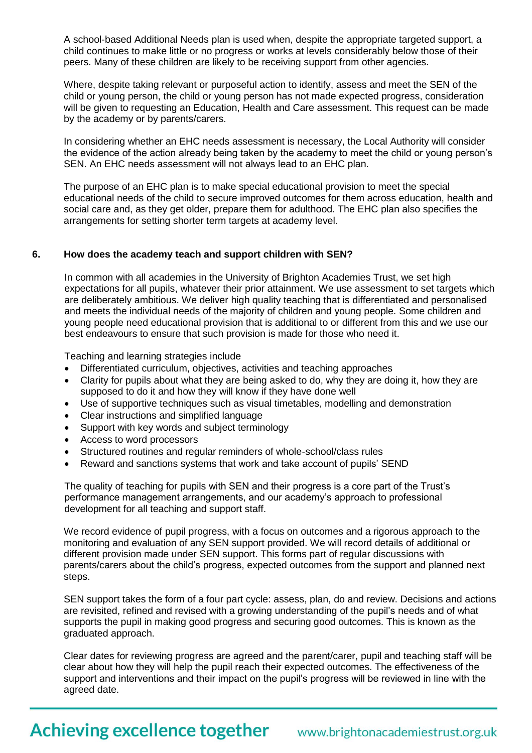A school-based Additional Needs plan is used when, despite the appropriate targeted support, a child continues to make little or no progress or works at levels considerably below those of their peers. Many of these children are likely to be receiving support from other agencies.

Where, despite taking relevant or purposeful action to identify, assess and meet the SEN of the child or young person, the child or young person has not made expected progress, consideration will be given to requesting an Education, Health and Care assessment. This request can be made by the academy or by parents/carers.

In considering whether an EHC needs assessment is necessary, the Local Authority will consider the evidence of the action already being taken by the academy to meet the child or young person's SEN. An EHC needs assessment will not always lead to an EHC plan.

The purpose of an EHC plan is to make special educational provision to meet the special educational needs of the child to secure improved outcomes for them across education, health and social care and, as they get older, prepare them for adulthood. The EHC plan also specifies the arrangements for setting shorter term targets at academy level.

## 6. How does the academy teach and support children with SEN?

In common with all academies in the University of Brighton Academies Trust, we set high expectations for all pupils, whatever their prior attainment. We use assessment to set targets which are deliberately ambitious. We deliver high quality teaching that is differentiated and personalised and meets the individual needs of the majority of children and young people. Some children and young people need educational provision that is additional to or different from this and we use our best endeavours to ensure that such provision is made for those who need it.

Teaching and learning strategies include

- Differentiated curriculum, objectives, activities and teaching approaches
- Clarity for pupils about what they are being asked to do, why they are doing it, how they are supposed to do it and how they will know if they have done well
- Use of supportive techniques such as visual timetables, modelling and demonstration
- Clear instructions and simplified language
- Support with key words and subject terminology
- Access to word processors
- Structured routines and regular reminders of whole-school/class rules
- Reward and sanctions systems that work and take account of pupils' SEND

The quality of teaching for pupils with SEN and their progress is a core part of the Trust's performance management arrangements, and our academy's approach to professional development for all teaching and support staff.

We record evidence of pupil progress, with a focus on outcomes and a rigorous approach to the monitoring and evaluation of any SEN support provided. We will record details of additional or different provision made under SEN support. This forms part of regular discussions with parents/carers about the child's progress, expected outcomes from the support and planned next steps.

SEN support takes the form of a four part cycle: assess, plan, do and review. Decisions and actions are revisited, refined and revised with a growing understanding of the pupil's needs and of what supports the pupil in making good progress and securing good outcomes. This is known as the graduated approach.

Clear dates for reviewing progress are agreed and the parent/carer, pupil and teaching staff will be clear about how they will help the pupil reach their expected outcomes. The effectiveness of the support and interventions and their impact on the pupil's progress will be reviewed in line with the agreed date.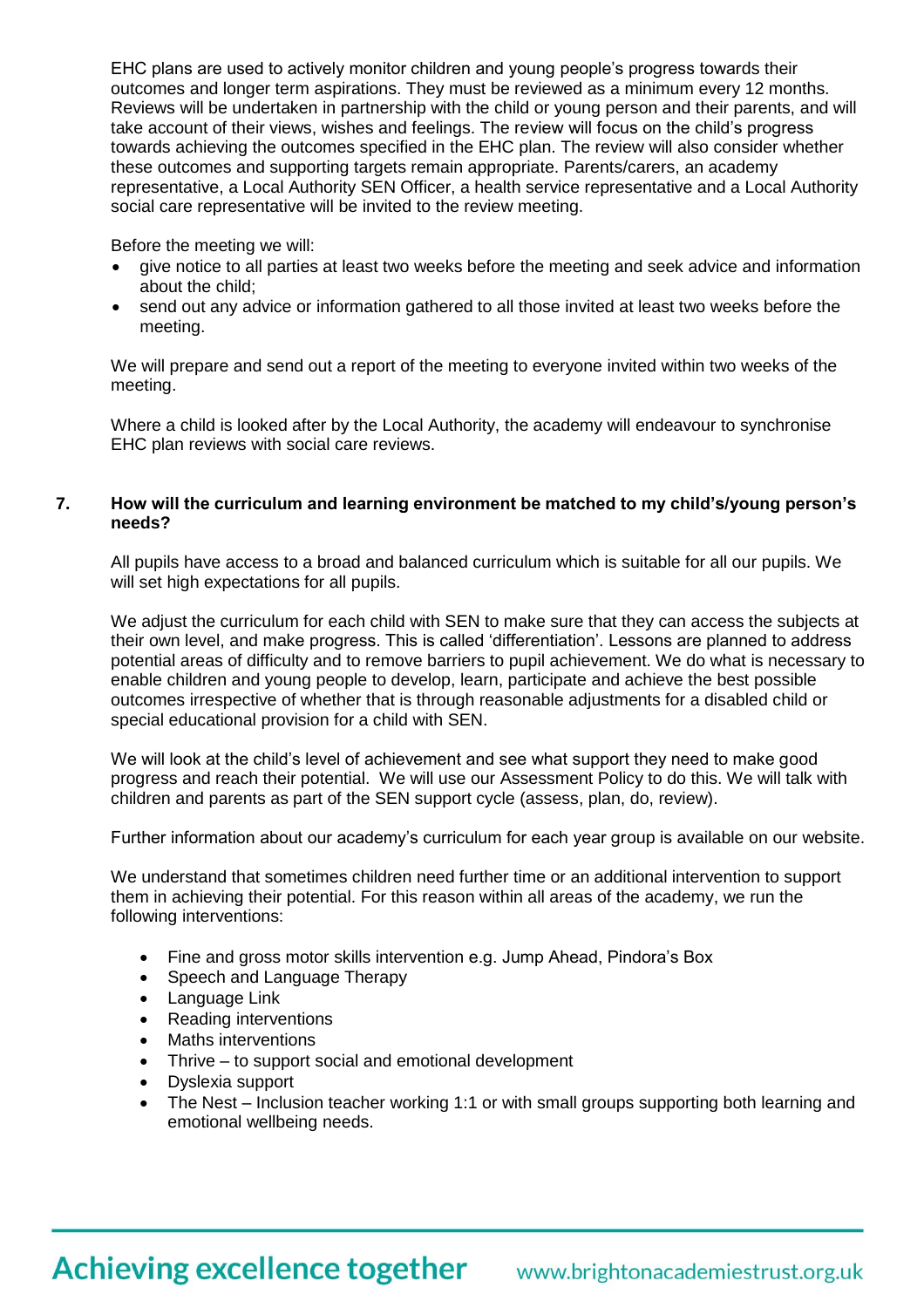EHC plans are used to actively monitor children and young people's progress towards their outcomes and longer term aspirations. They must be reviewed as a minimum every 12 months. Reviews will be undertaken in partnership with the child or young person and their parents, and will take account of their views, wishes and feelings. The review will focus on the child's progress towards achieving the outcomes specified in the EHC plan. The review will also consider whether these outcomes and supporting targets remain appropriate. Parents/carers, an academy representative, a Local Authority SEN Officer, a health service representative and a Local Authority social care representative will be invited to the review meeting.

Before the meeting we will:

- give notice to all parties at least two weeks before the meeting and seek advice and information about the child;
- send out any advice or information gathered to all those invited at least two weeks before the meeting.

We will prepare and send out a report of the meeting to everyone invited within two weeks of the meeting.

Where a child is looked after by the Local Authority, the academy will endeavour to synchronise EHC plan reviews with social care reviews.

## 7. How will the curriculum and learning environment be matched to my child's/young person's needs?

All pupils have access to a broad and balanced curriculum which is suitable for all our pupils. We will set high expectations for all pupils.

We adjust the curriculum for each child with SEN to make sure that they can access the subjects at their own level, and make progress. This is called 'differentiation'. Lessons are planned to address potential areas of difficulty and to remove barriers to pupil achievement. We do what is necessary to enable children and young people to develop, learn, participate and achieve the best possible outcomes irrespective of whether that is through reasonable adjustments for a disabled child or special educational provision for a child with SEN.

We will look at the child's level of achievement and see what support they need to make good progress and reach their potential. We will use our Assessment Policy to do this. We will talk with children and parents as part of the SEN support cycle (assess, plan, do, review).

Further information about our academy's curriculum for each year group is available on our website.

We understand that sometimes children need further time or an additional intervention to support them in achieving their potential. For this reason within all areas of the academy, we run the following interventions:

- Fine and gross motor skills intervention e.g. Jump Ahead, Pindora's Box
- Speech and Language Therapy
- Language Link
- Reading interventions
- Maths interventions
- Thrive – to support social and emotional development
- Dyslexia support
- The Nest – Inclusion teacher working 1:1 or with small groups supporting both learning and emotional wellbeing needs.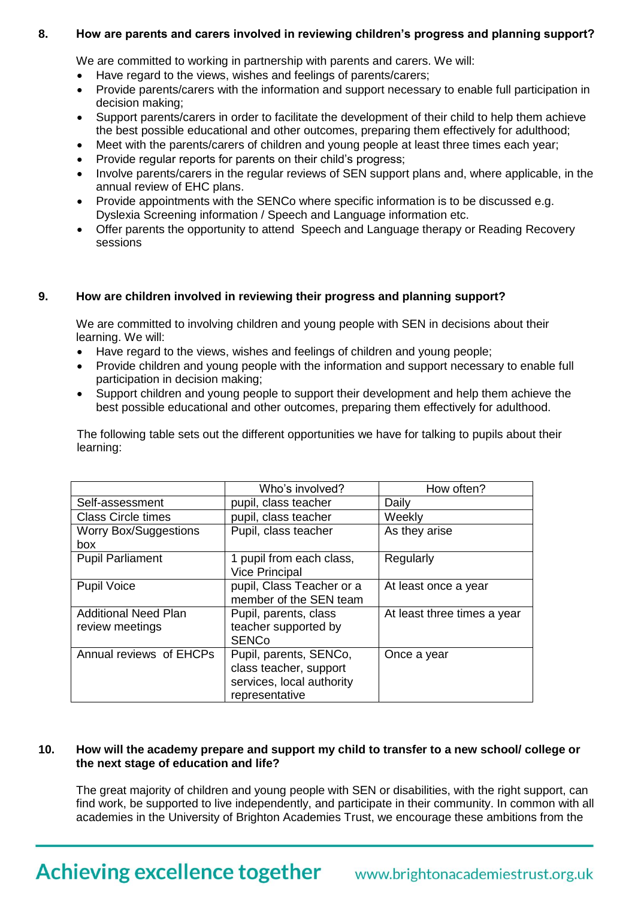### 8. How are parents and carers involved in reviewing children's progress and planning support?

We are committed to working in partnership with parents and carers. We will:

- Have regard to the views, wishes and feelings of parents/carers;
- Provide parents/carers with the information and support necessary to enable full participation in decision making;
- Support parents/carers in order to facilitate the development of their child to help them achieve the best possible educational and other outcomes, preparing them effectively for adulthood;
- Meet with the parents/carers of children and young people at least three times each year;
- Provide regular reports for parents on their child's progress;
- Involve parents/carers in the regular reviews of SEN support plans and, where applicable, in the annual review of EHC plans.
- Provide appointments with the SENCo where specific information is to be discussed e.g. Dyslexia Screening information / Speech and Language information etc.
- Offer parents the opportunity to attend Speech and Language therapy or Reading Recovery sessions

### 9. How are children involved in reviewing their progress and planning support?

We are committed to involving children and young people with SEN in decisions about their learning. We will:

- Have regard to the views, wishes and feelings of children and young people;
- Provide children and young people with the information and support necessary to enable full participation in decision making;
- Support children and young people to support their development and help them achieve the best possible educational and other outcomes, preparing them effectively for adulthood.

The following table sets out the different opportunities we have for talking to pupils about their learning:

| | Who's involved? | How often? |
|---|---|---|
| Self-assessment | pupil, class teacher | Daily |
| Class Circle times | pupil, class teacher | Weekly |
| Worry Box/Suggestions box | Pupil, class teacher | As they arise |
| Pupil Parliament | 1 pupil from each class, Vice Principal | Regularly |
| Pupil Voice | pupil, Class Teacher or a member of the SEN team | At least once a year |
| Additional Need Plan review meetings | Pupil, parents, class teacher supported by SENCo | At least three times a year |
| Annual reviews of EHCPs | Pupil, parents, SENCo, class teacher, support services, local authority representative | Once a year |

### 10. How will the academy prepare and support my child to transfer to a new school/ college or the next stage of education and life?

The great majority of children and young people with SEN or disabilities, with the right support, can find work, be supported to live independently, and participate in their community. In common with all academies in the University of Brighton Academies Trust, we encourage these ambitions from the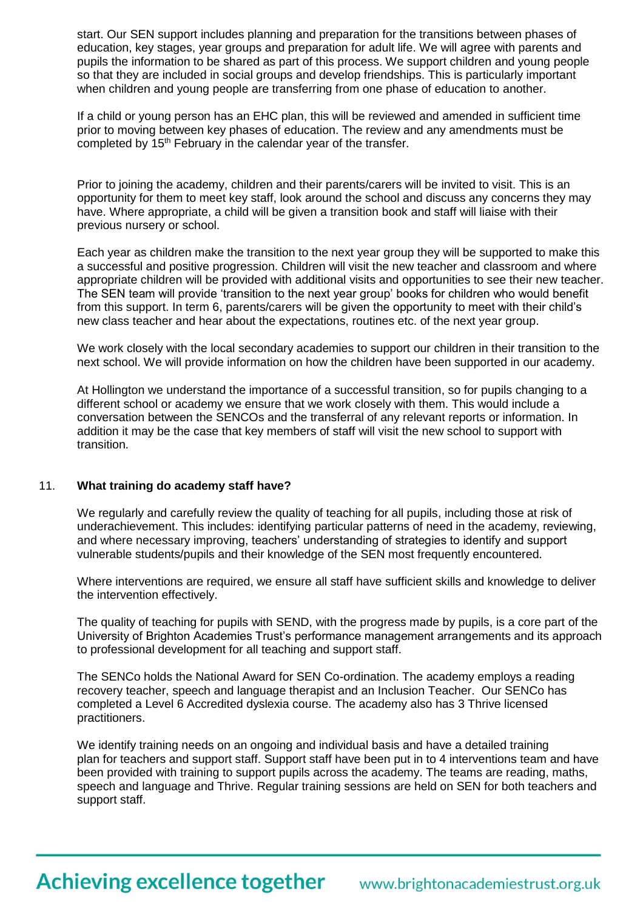start. Our SEN support includes planning and preparation for the transitions between phases of education, key stages, year groups and preparation for adult life. We will agree with parents and pupils the information to be shared as part of this process. We support children and young people so that they are included in social groups and develop friendships. This is particularly important when children and young people are transferring from one phase of education to another.

If a child or young person has an EHC plan, this will be reviewed and amended in sufficient time prior to moving between key phases of education. The review and any amendments must be completed by 15th February in the calendar year of the transfer.

Prior to joining the academy, children and their parents/carers will be invited to visit. This is an opportunity for them to meet key staff, look around the school and discuss any concerns they may have. Where appropriate, a child will be given a transition book and staff will liaise with their previous nursery or school.

Each year as children make the transition to the next year group they will be supported to make this a successful and positive progression. Children will visit the new teacher and classroom and where appropriate children will be provided with additional visits and opportunities to see their new teacher. The SEN team will provide 'transition to the next year group' books for children who would benefit from this support. In term 6, parents/carers will be given the opportunity to meet with their child's new class teacher and hear about the expectations, routines etc. of the next year group.

We work closely with the local secondary academies to support our children in their transition to the next school. We will provide information on how the children have been supported in our academy.

At Hollington we understand the importance of a successful transition, so for pupils changing to a different school or academy we ensure that we work closely with them. This would include a conversation between the SENCOs and the transferral of any relevant reports or information. In addition it may be the case that key members of staff will visit the new school to support with transition.

11. **What training do academy staff have?**

We regularly and carefully review the quality of teaching for all pupils, including those at risk of underachievement. This includes: identifying particular patterns of need in the academy, reviewing, and where necessary improving, teachers' understanding of strategies to identify and support vulnerable students/pupils and their knowledge of the SEN most frequently encountered.

Where interventions are required, we ensure all staff have sufficient skills and knowledge to deliver the intervention effectively.

The quality of teaching for pupils with SEND, with the progress made by pupils, is a core part of the University of Brighton Academies Trust's performance management arrangements and its approach to professional development for all teaching and support staff.

The SENCo holds the National Award for SEN Co-ordination. The academy employs a reading recovery teacher, speech and language therapist and an Inclusion Teacher. Our SENCo has completed a Level 6 Accredited dyslexia course. The academy also has 3 Thrive licensed practitioners.

We identify training needs on an ongoing and individual basis and have a detailed training plan for teachers and support staff. Support staff have been put in to 4 interventions team and have been provided with training to support pupils across the academy. The teams are reading, maths, speech and language and Thrive. Regular training sessions are held on SEN for both teachers and support staff.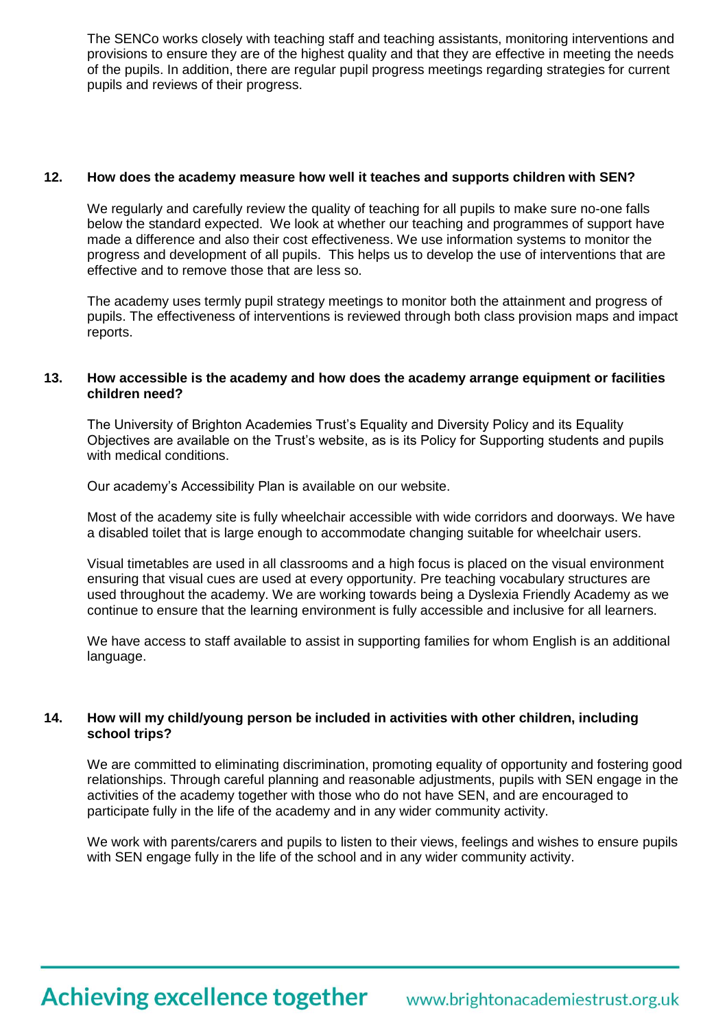The SENCo works closely with teaching staff and teaching assistants, monitoring interventions and provisions to ensure they are of the highest quality and that they are effective in meeting the needs of the pupils. In addition, there are regular pupil progress meetings regarding strategies for current pupils and reviews of their progress.

## 12. How does the academy measure how well it teaches and supports children with SEN?

We regularly and carefully review the quality of teaching for all pupils to make sure no-one falls below the standard expected. We look at whether our teaching and programmes of support have made a difference and also their cost effectiveness. We use information systems to monitor the progress and development of all pupils. This helps us to develop the use of interventions that are effective and to remove those that are less so.

The academy uses termly pupil strategy meetings to monitor both the attainment and progress of pupils. The effectiveness of interventions is reviewed through both class provision maps and impact reports.

## 13. How accessible is the academy and how does the academy arrange equipment or facilities children need?

The University of Brighton Academies Trust's Equality and Diversity Policy and its Equality Objectives are available on the Trust's website, as is its Policy for Supporting students and pupils with medical conditions.

Our academy's Accessibility Plan is available on our website.

Most of the academy site is fully wheelchair accessible with wide corridors and doorways. We have a disabled toilet that is large enough to accommodate changing suitable for wheelchair users.

Visual timetables are used in all classrooms and a high focus is placed on the visual environment ensuring that visual cues are used at every opportunity. Pre teaching vocabulary structures are used throughout the academy. We are working towards being a Dyslexia Friendly Academy as we continue to ensure that the learning environment is fully accessible and inclusive for all learners.

We have access to staff available to assist in supporting families for whom English is an additional language.

## 14. How will my child/young person be included in activities with other children, including school trips?

We are committed to eliminating discrimination, promoting equality of opportunity and fostering good relationships. Through careful planning and reasonable adjustments, pupils with SEN engage in the activities of the academy together with those who do not have SEN, and are encouraged to participate fully in the life of the academy and in any wider community activity.

We work with parents/carers and pupils to listen to their views, feelings and wishes to ensure pupils with SEN engage fully in the life of the school and in any wider community activity.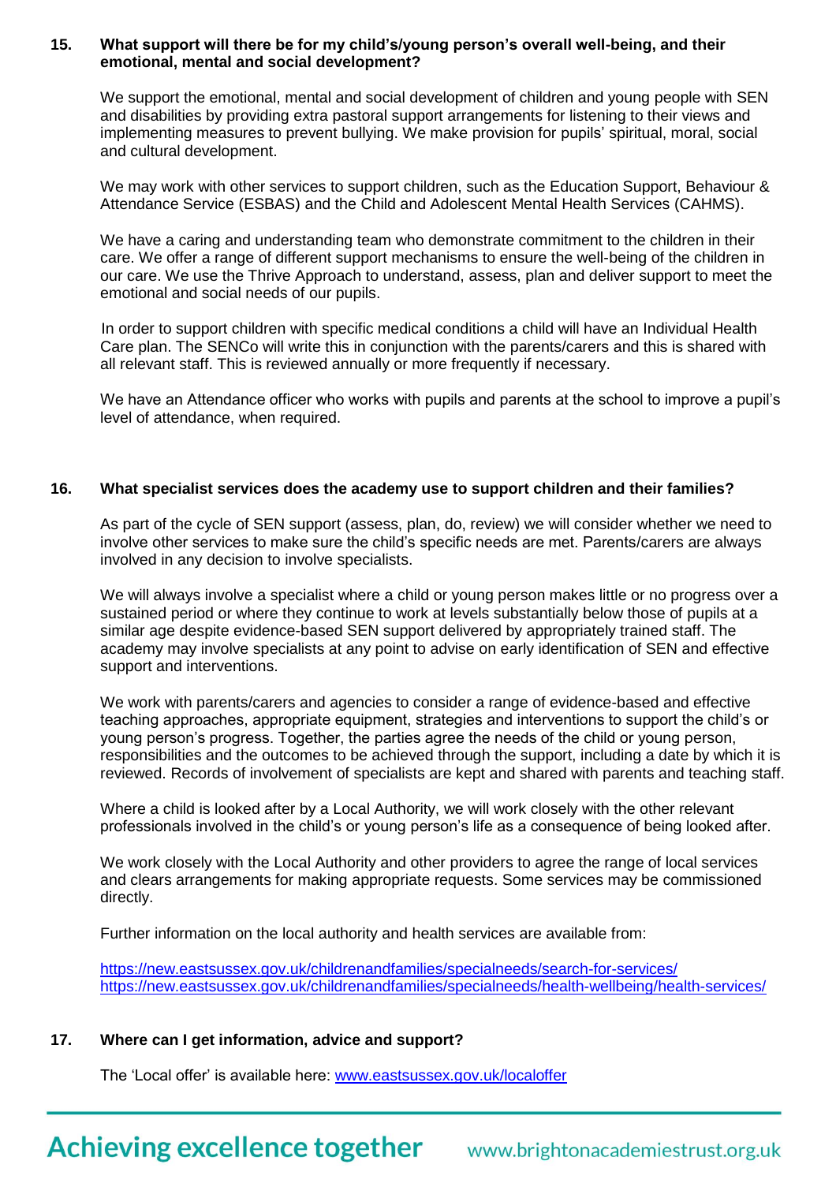**15. What support will there be for my child's/young person's overall well-being, and their emotional, mental and social development?**

We support the emotional, mental and social development of children and young people with SEN and disabilities by providing extra pastoral support arrangements for listening to their views and implementing measures to prevent bullying. We make provision for pupils' spiritual, moral, social and cultural development.

We may work with other services to support children, such as the Education Support, Behaviour & Attendance Service (ESBAS) and the Child and Adolescent Mental Health Services (CAHMS).

We have a caring and understanding team who demonstrate commitment to the children in their care. We offer a range of different support mechanisms to ensure the well-being of the children in our care. We use the Thrive Approach to understand, assess, plan and deliver support to meet the emotional and social needs of our pupils.

In order to support children with specific medical conditions a child will have an Individual Health Care plan. The SENCo will write this in conjunction with the parents/carers and this is shared with all relevant staff. This is reviewed annually or more frequently if necessary.

We have an Attendance officer who works with pupils and parents at the school to improve a pupil's level of attendance, when required.

**16. What specialist services does the academy use to support children and their families?**

As part of the cycle of SEN support (assess, plan, do, review) we will consider whether we need to involve other services to make sure the child's specific needs are met. Parents/carers are always involved in any decision to involve specialists.

We will always involve a specialist where a child or young person makes little or no progress over a sustained period or where they continue to work at levels substantially below those of pupils at a similar age despite evidence-based SEN support delivered by appropriately trained staff. The academy may involve specialists at any point to advise on early identification of SEN and effective support and interventions.

We work with parents/carers and agencies to consider a range of evidence-based and effective teaching approaches, appropriate equipment, strategies and interventions to support the child's or young person's progress. Together, the parties agree the needs of the child or young person, responsibilities and the outcomes to be achieved through the support, including a date by which it is reviewed. Records of involvement of specialists are kept and shared with parents and teaching staff.

Where a child is looked after by a Local Authority, we will work closely with the other relevant professionals involved in the child's or young person's life as a consequence of being looked after.

We work closely with the Local Authority and other providers to agree the range of local services and clears arrangements for making appropriate requests. Some services may be commissioned directly.

Further information on the local authority and health services are available from:

https://new.eastsussex.gov.uk/childrenandfamilies/specialneeds/search-for-services/
https://new.eastsussex.gov.uk/childrenandfamilies/specialneeds/health-wellbeing/health-services/

**17. Where can I get information, advice and support?**

The 'Local offer' is available here: www.eastsussex.gov.uk/localoffer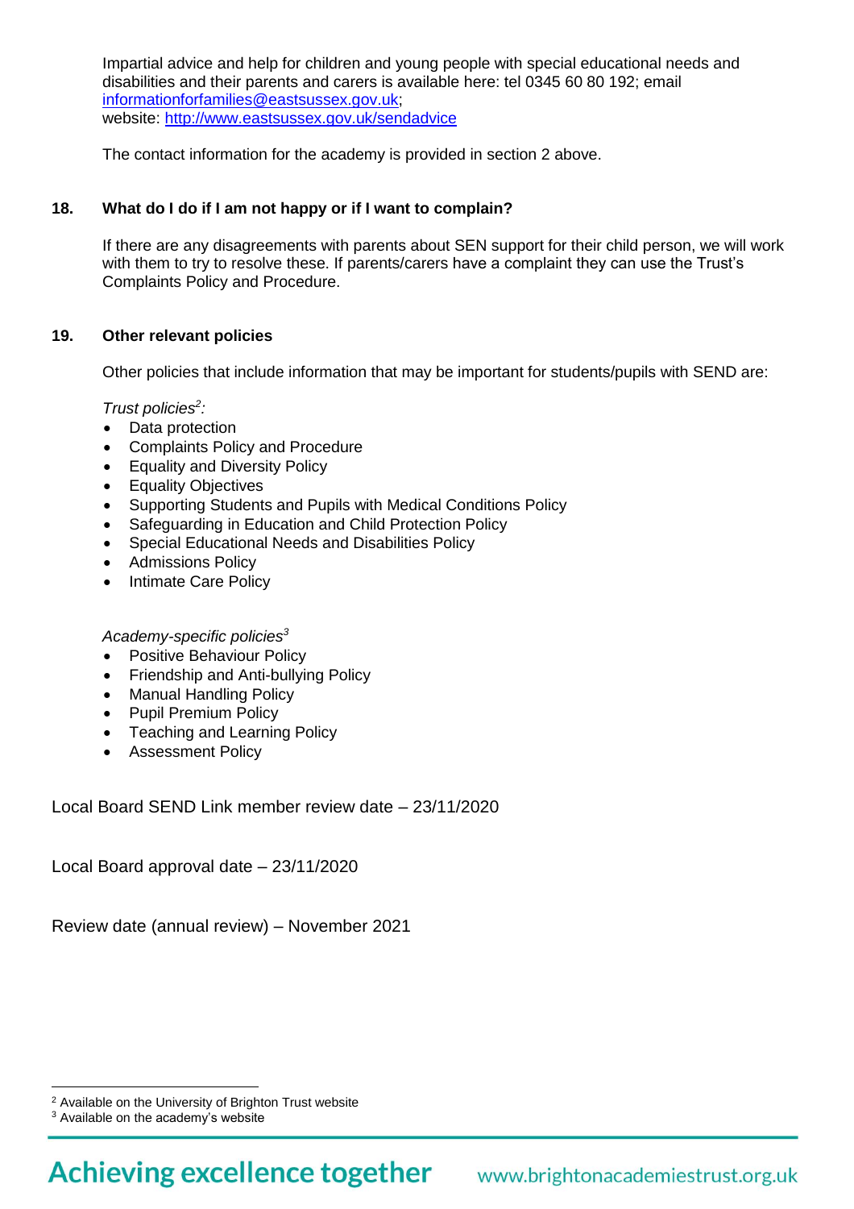Impartial advice and help for children and young people with special educational needs and disabilities and their parents and carers is available here: tel 0345 60 80 192; email informationforfamilies@eastsussex.gov.uk;
website: http://www.eastsussex.gov.uk/sendadvice

The contact information for the academy is provided in section 2 above.

## 18. What do I do if I am not happy or if I want to complain?

If there are any disagreements with parents about SEN support for their child person, we will work with them to try to resolve these. If parents/carers have a complaint they can use the Trust's Complaints Policy and Procedure.

## 19. Other relevant policies

Other policies that include information that may be important for students/pupils with SEND are:

*Trust policies*[2]*:*

- Data protection
- Complaints Policy and Procedure
- Equality and Diversity Policy
- Equality Objectives
- Supporting Students and Pupils with Medical Conditions Policy
- Safeguarding in Education and Child Protection Policy
- Special Educational Needs and Disabilities Policy
- Admissions Policy
- Intimate Care Policy

*Academy-specific policies*[3]

- Positive Behaviour Policy
- Friendship and Anti-bullying Policy
- Manual Handling Policy
- Pupil Premium Policy
- Teaching and Learning Policy
- Assessment Policy

Local Board SEND Link member review date – 23/11/2020

Local Board approval date – 23/11/2020

Review date (annual review) – November 2021

[2] Available on the University of Brighton Trust website
[3] Available on the academy's website